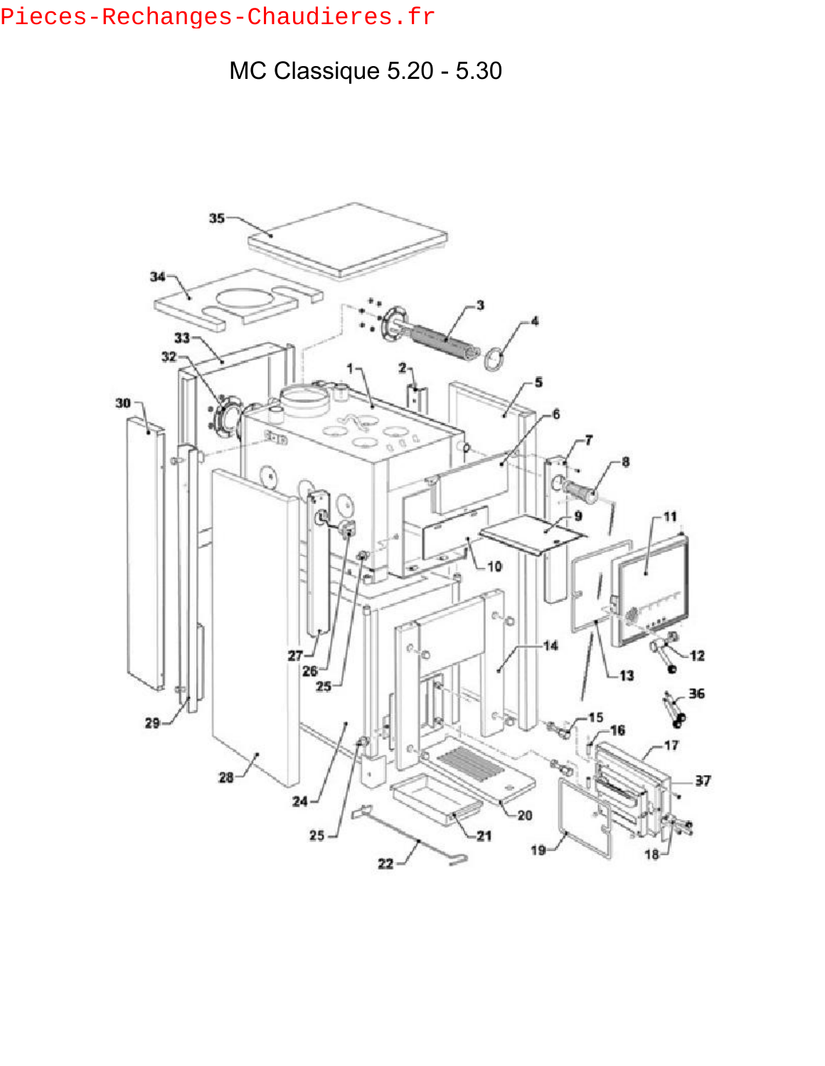Pieces-Rechanges-Chaudieres.fr

# MC Classique 5.20 - 5.30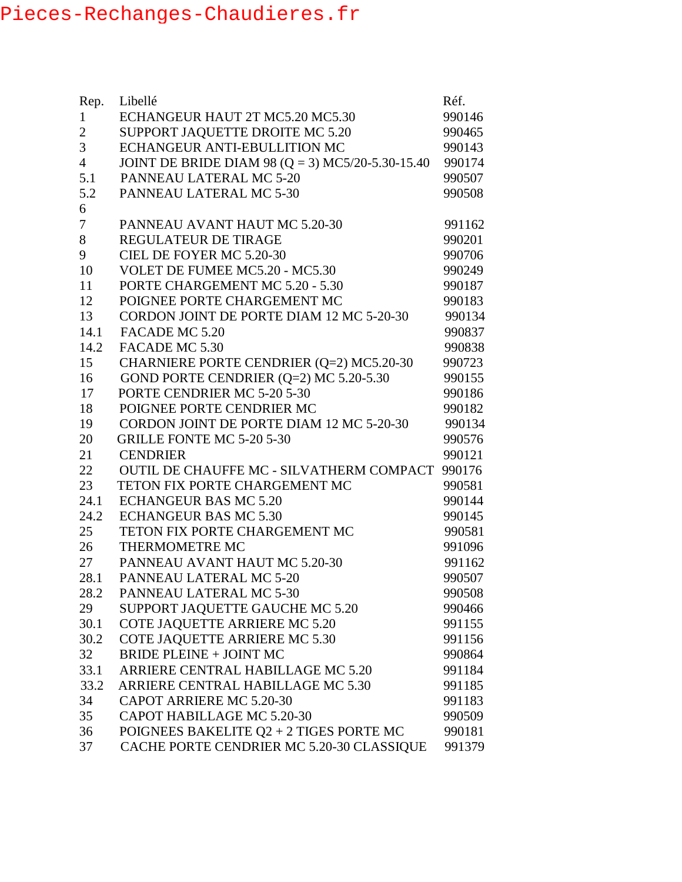Pieces-Rechanges-Chaudieres.fr

| Rep. | Libellé | Réf. |
|---|---|---|
| 1 | ECHANGEUR HAUT 2T MC5.20 MC5.30 | 990146 |
| 2 | SUPPORT JAQUETTE DROITE MC 5.20 | 990465 |
| 3 | ECHANGEUR ANTI-EBULLITION MC | 990143 |
| 4 | JOINT DE BRIDE DIAM 98 (Q = 3) MC5/20-5.30-15.40 | 990174 |
| 5.1 | PANNEAU LATERAL MC 5-20 | 990507 |
| 5.2 | PANNEAU LATERAL MC 5-30 | 990508 |
| 6 | | |
| 7 | PANNEAU AVANT HAUT MC 5.20-30 | 991162 |
| 8 | REGULATEUR DE TIRAGE | 990201 |
| 9 | CIEL DE FOYER MC 5.20-30 | 990706 |
| 10 | VOLET DE FUMEE MC5.20 - MC5.30 | 990249 |
| 11 | PORTE CHARGEMENT MC 5.20 - 5.30 | 990187 |
| 12 | POIGNEE PORTE CHARGEMENT MC | 990183 |
| 13 | CORDON JOINT DE PORTE DIAM 12 MC 5-20-30 | 990134 |
| 14.1 | FACADE MC 5.20 | 990837 |
| 14.2 | FACADE MC 5.30 | 990838 |
| 15 | CHARNIERE PORTE CENDRIER (Q=2) MC5.20-30 | 990723 |
| 16 | GOND PORTE CENDRIER (Q=2) MC 5.20-5.30 | 990155 |
| 17 | PORTE CENDRIER MC 5-20 5-30 | 990186 |
| 18 | POIGNEE PORTE CENDRIER MC | 990182 |
| 19 | CORDON JOINT DE PORTE DIAM 12 MC 5-20-30 | 990134 |
| 20 | GRILLE FONTE MC 5-20 5-30 | 990576 |
| 21 | CENDRIER | 990121 |
| 22 | OUTIL DE CHAUFFE MC - SILVATHERM COMPACT | 990176 |
| 23 | TETON FIX PORTE CHARGEMENT MC | 990581 |
| 24.1 | ECHANGEUR BAS MC 5.20 | 990144 |
| 24.2 | ECHANGEUR BAS MC 5.30 | 990145 |
| 25 | TETON FIX PORTE CHARGEMENT MC | 990581 |
| 26 | THERMOMETRE MC | 991096 |
| 27 | PANNEAU AVANT HAUT MC 5.20-30 | 991162 |
| 28.1 | PANNEAU LATERAL MC 5-20 | 990507 |
| 28.2 | PANNEAU LATERAL MC 5-30 | 990508 |
| 29 | SUPPORT JAQUETTE GAUCHE MC 5.20 | 990466 |
| 30.1 | COTE JAQUETTE ARRIERE MC 5.20 | 991155 |
| 30.2 | COTE JAQUETTE ARRIERE MC 5.30 | 991156 |
| 32 | BRIDE PLEINE + JOINT MC | 990864 |
| 33.1 | ARRIERE CENTRAL HABILLAGE MC 5.20 | 991184 |
| 33.2 | ARRIERE CENTRAL HABILLAGE MC 5.30 | 991185 |
| 34 | CAPOT ARRIERE MC 5.20-30 | 991183 |
| 35 | CAPOT HABILLAGE MC 5.20-30 | 990509 |
| 36 | POIGNEES BAKELITE Q2 + 2 TIGES PORTE MC | 990181 |
| 37 | CACHE PORTE CENDRIER MC 5.20-30 CLASSIQUE | 991379 |